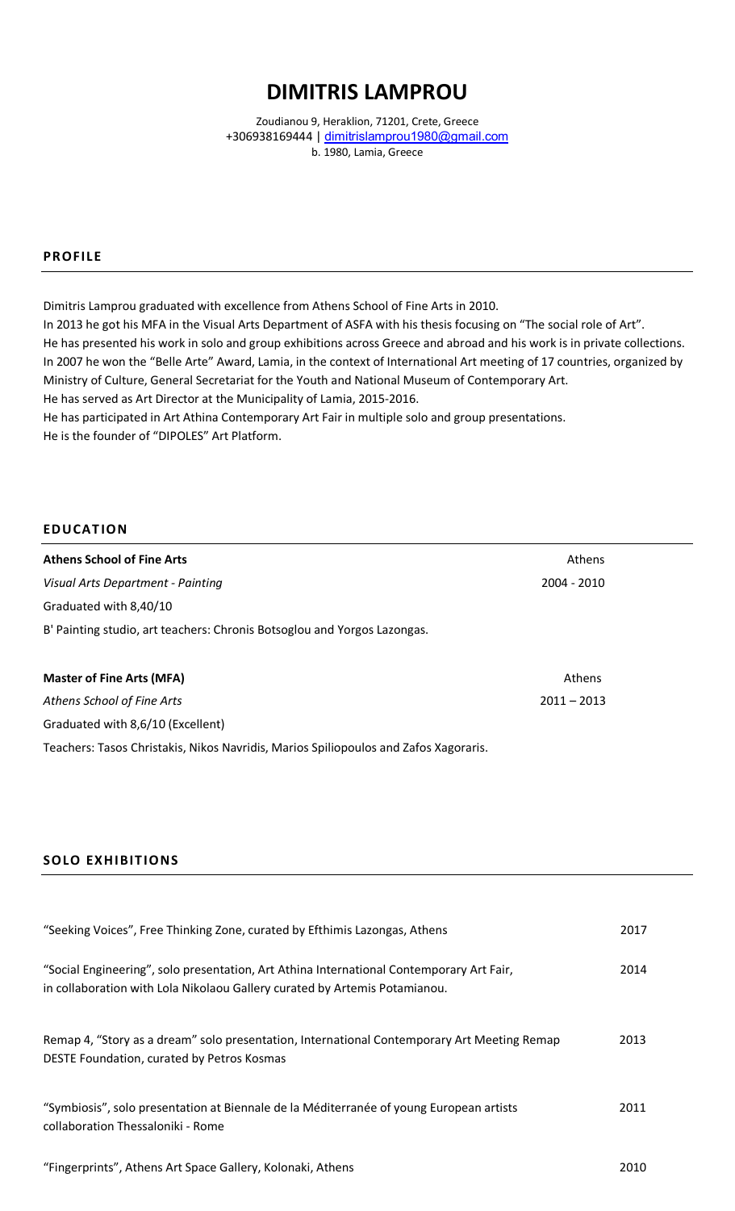# DIMITRIS LAMPROU

Zoudianou 9, Heraklion, 71201, Crete, Greece
+306938169444 | dimitrislamprou1980@gmail.com
b. 1980, Lamia, Greece

## PROFILE

Dimitris Lamprou graduated with excellence from Athens School of Fine Arts in 2010.
In 2013 he got his MFA in the Visual Arts Department of ASFA with his thesis focusing on "The social role of Art".
He has presented his work in solo and group exhibitions across Greece and abroad and his work is in private collections.
In 2007 he won the "Belle Arte" Award, Lamia, in the context of International Art meeting of 17 countries, organized by Ministry of Culture, General Secretariat for the Youth and National Museum of Contemporary Art.
He has served as Art Director at the Municipality of Lamia, 2015-2016.
He has participated in Art Athina Contemporary Art Fair in multiple solo and group presentations.
He is the founder of "DIPOLES" Art Platform.

## EDUCATION

**Athens School of Fine Arts** — Athens
*Visual Arts Department - Painting* — 2004 - 2010
Graduated with 8,40/10
B' Painting studio, art teachers: Chronis Botsoglou and Yorgos Lazongas.

**Master of Fine Arts (MFA)** — Athens
*Athens School of Fine Arts* — 2011 – 2013
Graduated with 8,6/10 (Excellent)
Teachers: Tasos Christakis, Nikos Navridis, Marios Spiliopoulos and Zafos Xagoraris.

## SOLO EXHIBITIONS

"Seeking Voices", Free Thinking Zone, curated by Efthimis Lazongas, Athens — 2017

"Social Engineering", solo presentation, Art Athina International Contemporary Art Fair, in collaboration with Lola Nikolaou Gallery curated by Artemis Potamianou. — 2014

Remap 4, "Story as a dream" solo presentation, International Contemporary Art Meeting Remap DESTE Foundation, curated by Petros Kosmas — 2013

"Symbiosis", solo presentation at Biennale de la Méditerranée of young European artists collaboration Thessaloniki - Rome — 2011

"Fingerprints", Athens Art Space Gallery, Kolonaki, Athens — 2010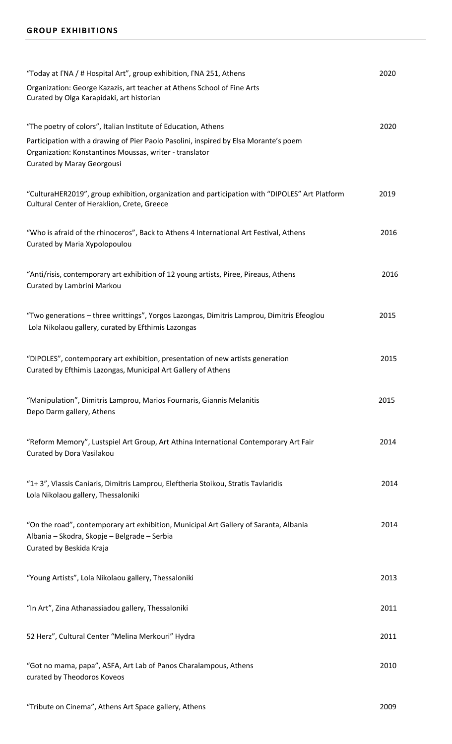## GROUP EXHIBITIONS

| | |
|---|---|
| "Today at ΓΝΑ / # Hospital Art", group exhibition, ΓΝΑ 251, Athens<br>Organization: George Kazazis, art teacher at Athens School of Fine Arts<br>Curated by Olga Karapidaki, art historian | 2020 |
| "The poetry of colors", Italian Institute of Education, Athens<br>Participation with a drawing of Pier Paolo Pasolini, inspired by Elsa Morante's poem<br>Organization: Konstantinos Moussas, writer - translator<br>Curated by Maray Georgousi | 2020 |
| "CulturaHER2019", group exhibition, organization and participation with "DIPOLES" Art Platform<br>Cultural Center of Heraklion, Crete, Greece | 2019 |
| "Who is afraid of the rhinoceros", Back to Athens 4 International Art Festival, Athens<br>Curated by Maria Xypolopoulou | 2016 |
| "Anti/risis, contemporary art exhibition of 12 young artists, Piree, Pireaus, Athens<br>Curated by Lambrini Markou | 2016 |
| "Two generations – three writtings", Yorgos Lazongas, Dimitris Lamprou, Dimitris Efeoglou<br>Lola Nikolaou gallery, curated by Efthimis Lazongas | 2015 |
| "DIPOLES", contemporary art exhibition, presentation of new artists generation<br>Curated by Efthimis Lazongas, Municipal Art Gallery of Athens | 2015 |
| "Manipulation", Dimitris Lamprou, Marios Fournaris, Giannis Melanitis<br>Depo Darm gallery, Athens | 2015 |
| "Reform Memory", Lustspiel Art Group, Art Athina International Contemporary Art Fair<br>Curated by Dora Vasilakou | 2014 |
| "1+ 3", Vlassis Caniaris, Dimitris Lamprou, Eleftheria Stoikou, Stratis Tavlaridis<br>Lola Nikolaou gallery, Thessaloniki | 2014 |
| "On the road", contemporary art exhibition, Municipal Art Gallery of Saranta, Albania<br>Albania – Skodra, Skopje – Belgrade – Serbia<br>Curated by Beskida Kraja | 2014 |
| "Young Artists", Lola Nikolaou gallery, Thessaloniki | 2013 |
| "In Art", Zina Athanassiadou gallery, Thessaloniki | 2011 |
| 52 Herz", Cultural Center "Melina Merkouri" Hydra | 2011 |
| "Got no mama, papa", ASFA, Art Lab of Panos Charalampous, Athens<br>curated by Theodoros Koveos | 2010 |
| "Tribute on Cinema", Athens Art Space gallery, Athens | 2009 |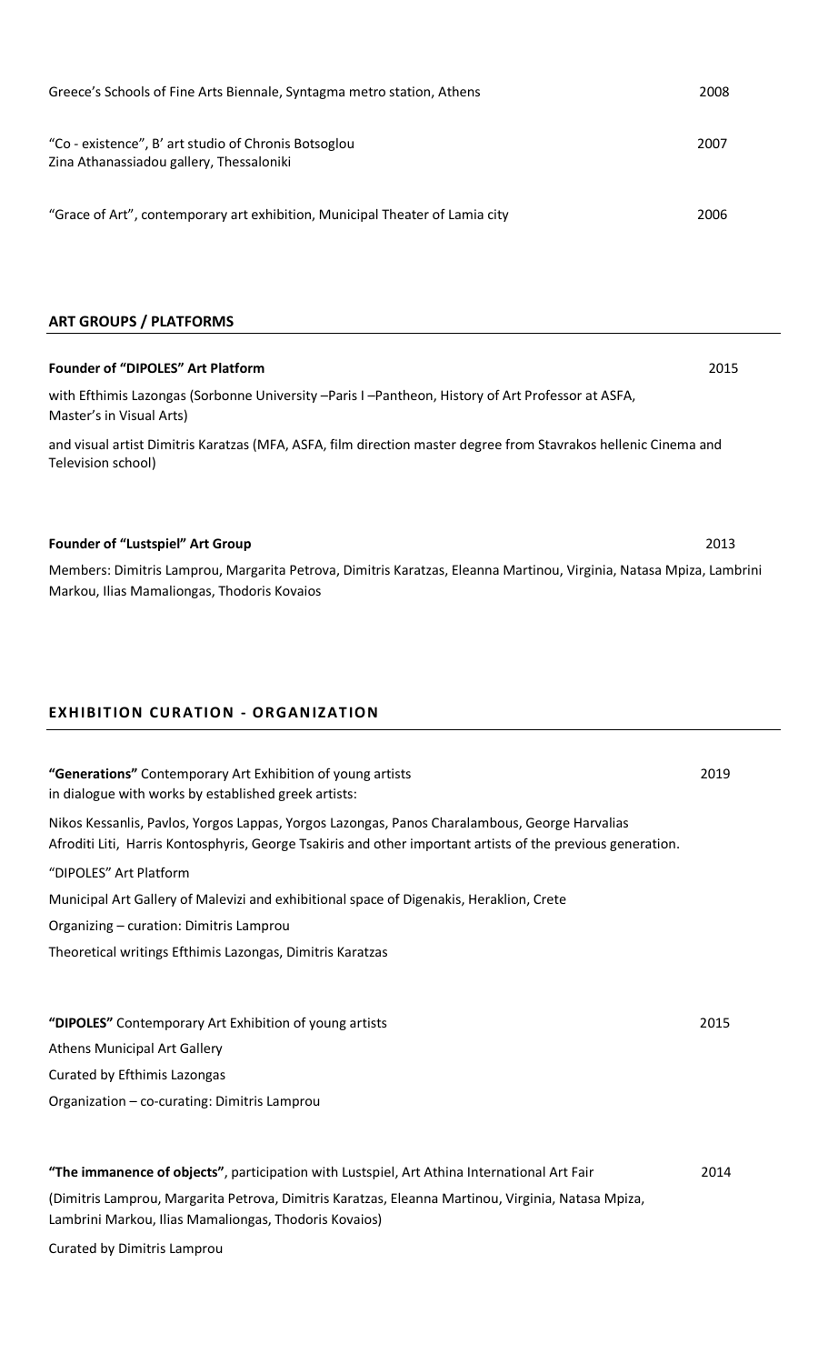Greece's Schools of Fine Arts Biennale, Syntagma metro station, Athens 2008

"Co - existence", B' art studio of Chronis Botsoglou
Zina Athanassiadou gallery, Thessaloniki 2007

"Grace of Art", contemporary art exhibition, Municipal Theater of Lamia city 2006

## ART GROUPS / PLATFORMS

**Founder of "DIPOLES" Art Platform** 2015

with Efthimis Lazongas (Sorbonne University –Paris I –Pantheon, History of Art Professor at ASFA, Master's in Visual Arts)

and visual artist Dimitris Karatzas (MFA, ASFA, film direction master degree from Stavrakos hellenic Cinema and Television school)

**Founder of "Lustspiel" Art Group** 2013

Members: Dimitris Lamprou, Margarita Petrova, Dimitris Karatzas, Eleanna Martinou, Virginia, Natasa Mpiza, Lambrini Markou, Ilias Mamaliongas, Thodoris Kovaios

## EXHIBITION CURATION - ORGANIZATION

**"Generations"** Contemporary Art Exhibition of young artists in dialogue with works by established greek artists: 2019

Nikos Kessanlis, Pavlos, Yorgos Lappas, Yorgos Lazongas, Panos Charalambous, George Harvalias Afroditi Liti, Harris Kontosphyris, George Tsakiris and other important artists of the previous generation.

"DIPOLES" Art Platform

Municipal Art Gallery of Malevizi and exhibitional space of Digenakis, Heraklion, Crete

Organizing – curation: Dimitris Lamprou

Theoretical writings Efthimis Lazongas, Dimitris Karatzas

**"DIPOLES"** Contemporary Art Exhibition of young artists 2015

Athens Municipal Art Gallery

Curated by Efthimis Lazongas

Organization – co-curating: Dimitris Lamprou

**"The immanence of objects"**, participation with Lustspiel, Art Athina International Art Fair 2014

(Dimitris Lamprou, Margarita Petrova, Dimitris Karatzas, Eleanna Martinou, Virginia, Natasa Mpiza, Lambrini Markou, Ilias Mamaliongas, Thodoris Kovaios)

Curated by Dimitris Lamprou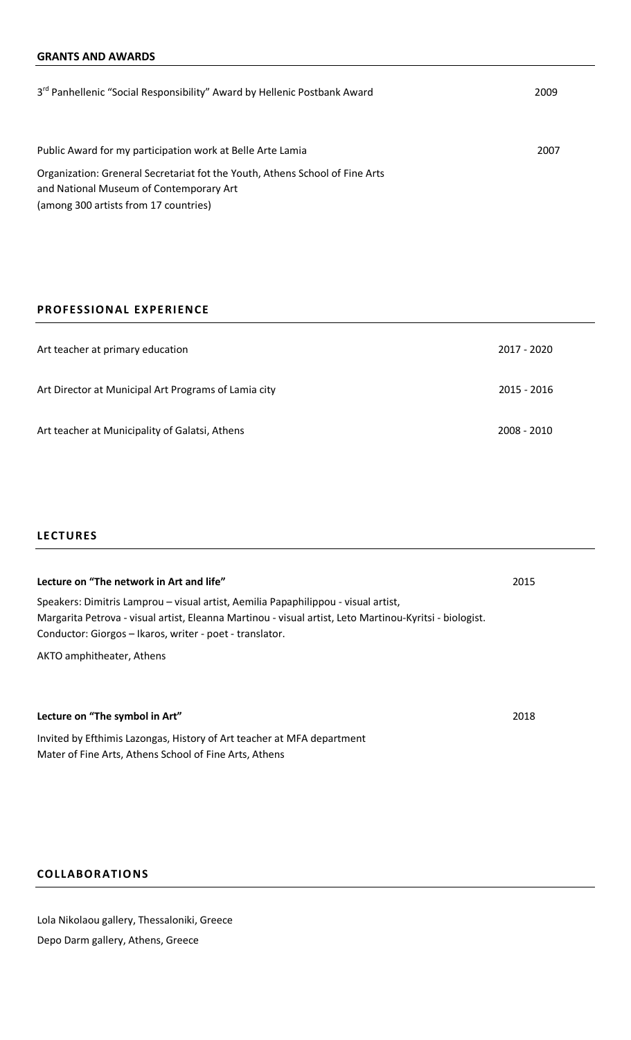## GRANTS AND AWARDS

3rd Panhellenic "Social Responsibility" Award by Hellenic Postbank Award 2009

Public Award for my participation work at Belle Arte Lamia 2007

Organization: Greneral Secretariat fot the Youth, Athens School of Fine Arts and National Museum of Contemporary Art
(among 300 artists from 17 countries)

## PROFESSIONAL EXPERIENCE

Art teacher at primary education 2017 - 2020

Art Director at Municipal Art Programs of Lamia city 2015 - 2016

Art teacher at Municipality of Galatsi, Athens 2008 - 2010

## LECTURES

**Lecture on "The network in Art and life"** 2015

Speakers: Dimitris Lamprou – visual artist, Aemilia Papaphilippou - visual artist,
Margarita Petrova - visual artist, Eleanna Martinou - visual artist, Leto Martinou-Kyritsi - biologist.
Conductor: Giorgos – Ikaros, writer - poet - translator.

AKTO amphitheater, Athens

**Lecture on "The symbol in Art"** 2018

Invited by Efthimis Lazongas, History of Art teacher at MFA department
Mater of Fine Arts, Athens School of Fine Arts, Athens

## COLLABORATIONS

Lola Nikolaou gallery, Thessaloniki, Greece
Depo Darm gallery, Athens, Greece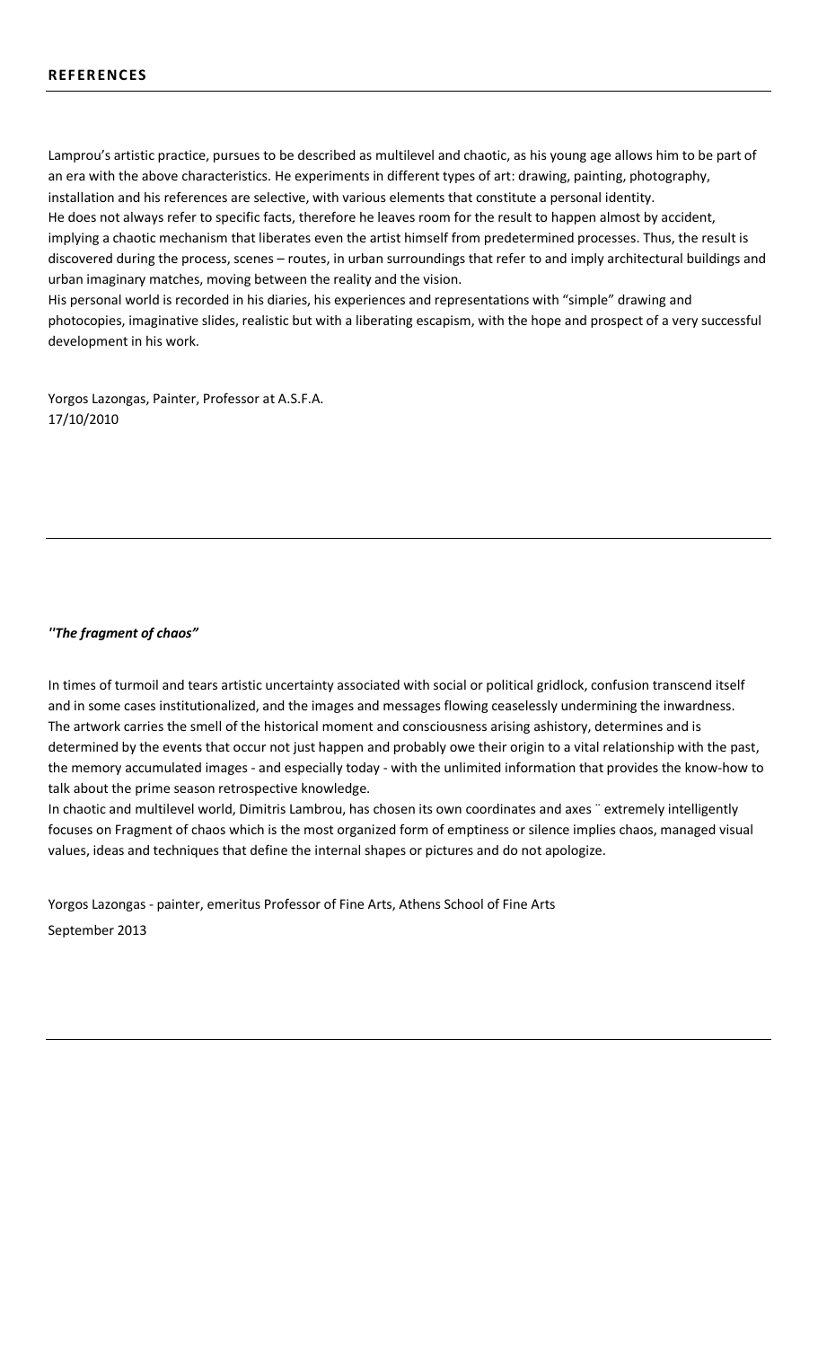## REFERENCES

Lamprou's artistic practice, pursues to be described as multilevel and chaotic, as his young age allows him to be part of an era with the above characteristics. He experiments in different types of art: drawing, painting, photography, installation and his references are selective, with various elements that constitute a personal identity.
He does not always refer to specific facts, therefore he leaves room for the result to happen almost by accident, implying a chaotic mechanism that liberates even the artist himself from predetermined processes. Thus, the result is discovered during the process, scenes – routes, in urban surroundings that refer to and imply architectural buildings and urban imaginary matches, moving between the reality and the vision.
His personal world is recorded in his diaries, his experiences and representations with "simple" drawing and photocopies, imaginative slides, realistic but with a liberating escapism, with the hope and prospect of a very successful development in his work.

Yorgos Lazongas, Painter, Professor at A.S.F.A.
17/10/2010

---

***''The fragment of chaos"***

In times of turmoil and tears artistic uncertainty associated with social or political gridlock, confusion transcend itself and in some cases institutionalized, and the images and messages flowing ceaselessly undermining the inwardness. The artwork carries the smell of the historical moment and consciousness arising ashistory, determines and is determined by the events that occur not just happen and probably owe their origin to a vital relationship with the past, the memory accumulated images - and especially today - with the unlimited information that provides the know-how to talk about the prime season retrospective knowledge.
In chaotic and multilevel world, Dimitris Lambrou, has chosen its own coordinates and axes ¨ extremely intelligently focuses on Fragment of chaos which is the most organized form of emptiness or silence implies chaos, managed visual values, ideas and techniques that define the internal shapes or pictures and do not apologize.

Yorgos Lazongas - painter, emeritus Professor of Fine Arts, Athens School of Fine Arts
September 2013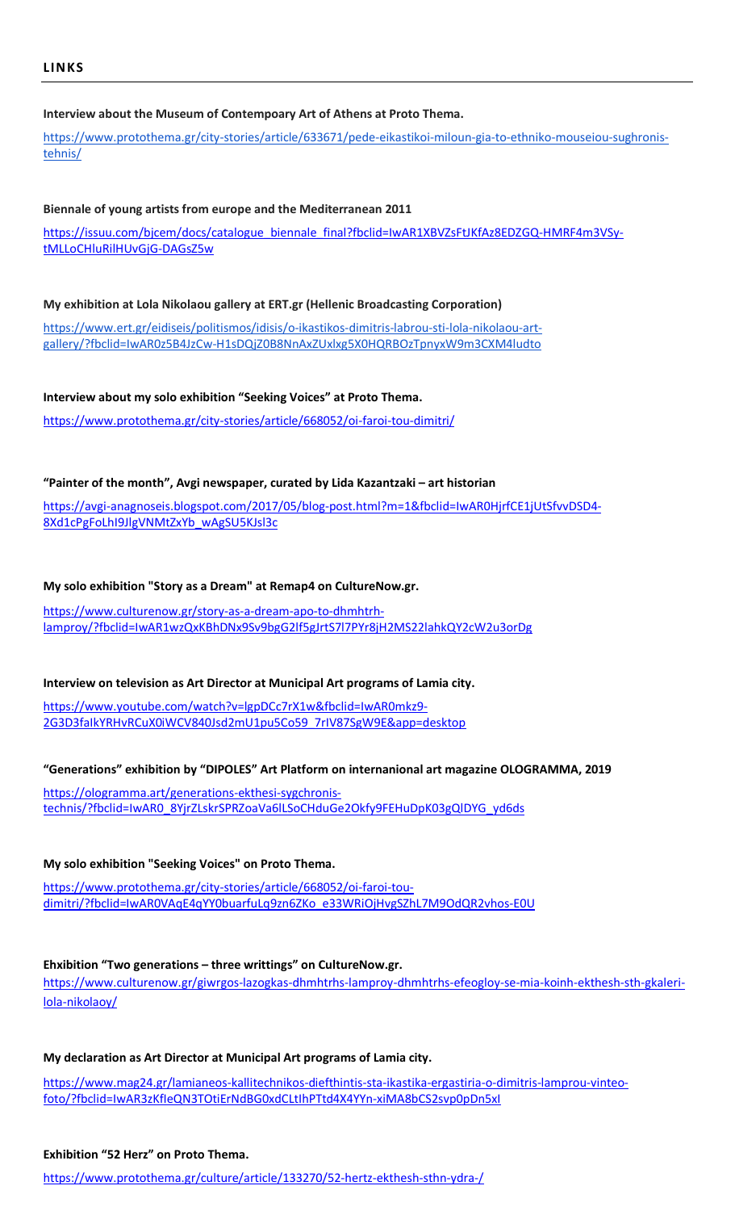## LINKS

**Interview about the Museum of Contempoary Art of Athens at Proto Thema.**

https://www.protothema.gr/city-stories/article/633671/pede-eikastikoi-miloun-gia-to-ethniko-mouseiou-sughronis-tehnis/

**Biennale of young artists from europe and the Mediterranean 2011**

https://issuu.com/bjcem/docs/catalogue_biennale_final?fbclid=IwAR1XBVZsFtJKfAz8EDZGQ-HMRF4m3VSy-tMLLoCHluRilHUvGjG-DAGsZ5w

**My exhibition at Lola Nikolaou gallery at ERT.gr (Hellenic Broadcasting Corporation)**

https://www.ert.gr/eidiseis/politismos/idisis/o-ikastikos-dimitris-labrou-sti-lola-nikolaou-art-gallery/?fbclid=IwAR0z5B4JzCw-H1sDQjZ0B8NnAxZUxlxg5X0HQRBOzTpnyxW9m3CXM4ludto

**Interview about my solo exhibition "Seeking Voices" at Proto Thema.**

https://www.protothema.gr/city-stories/article/668052/oi-faroi-tou-dimitri/

**"Painter of the month", Avgi newspaper, curated by Lida Kazantzaki – art historian**

https://avgi-anagnoseis.blogspot.com/2017/05/blog-post.html?m=1&fbclid=IwAR0HjrfCE1jUtSfvvDSD4-8Xd1cPgFoLhI9JlgVNMtZxYb_wAgSU5KJsl3c

**My solo exhibition "Story as a Dream" at Remap4 on CultureNow.gr.**

https://www.culturenow.gr/story-as-a-dream-apo-to-dhmhtrh-lamproy/?fbclid=IwAR1wzQxKBhDNx9Sv9bgG2lf5gJrtS7l7PYr8jH2MS22lahkQY2cW2u3orDg

**Interview on television as Art Director at Municipal Art programs of Lamia city.**

https://www.youtube.com/watch?v=lgpDCc7rX1w&fbclid=IwAR0mkz9-2G3D3faIkYRHvRCuX0iWCV840Jsd2mU1pu5Co59_7rIV87SgW9E&app=desktop

**"Generations" exhibition by "DIPOLES" Art Platform on internanional art magazine OLOGRAMMA, 2019**

https://ologramma.art/generations-ekthesi-sygchronis-technis/?fbclid=IwAR0_8YjrZLskrSPRZoaVa6lLSoCHduGe2Okfy9FEHuDpK03gQlDYG_yd6ds

**My solo exhibition "Seeking Voices" on Proto Thema.**

https://www.protothema.gr/city-stories/article/668052/oi-faroi-tou-dimitri/?fbclid=IwAR0VAqE4qYY0buarfuLq9zn6ZKo_e33WRiOjHvgSZhL7M9OdQR2vhos-E0U

**Ehxibition "Two generations – three writtings" on CultureNow.gr.**

https://www.culturenow.gr/giwrgos-lazogkas-dhmhtrhs-lamproy-dhmhtrhs-efeogloy-se-mia-koinh-ekthesh-sth-gkaleri-lola-nikolaoy/

**My declaration as Art Director at Municipal Art programs of Lamia city.**

https://www.mag24.gr/lamianeos-kallitechnikos-diefthintis-sta-ikastika-ergastiria-o-dimitris-lamprou-vinteo-foto/?fbclid=IwAR3zKfIeQN3TOtiErNdBG0xdCLtIhPTtd4X4YYn-xiMA8bCS2svp0pDn5xI

**Exhibition "52 Herz" on Proto Thema.**

https://www.protothema.gr/culture/article/133270/52-hertz-ekthesh-sthn-ydra-/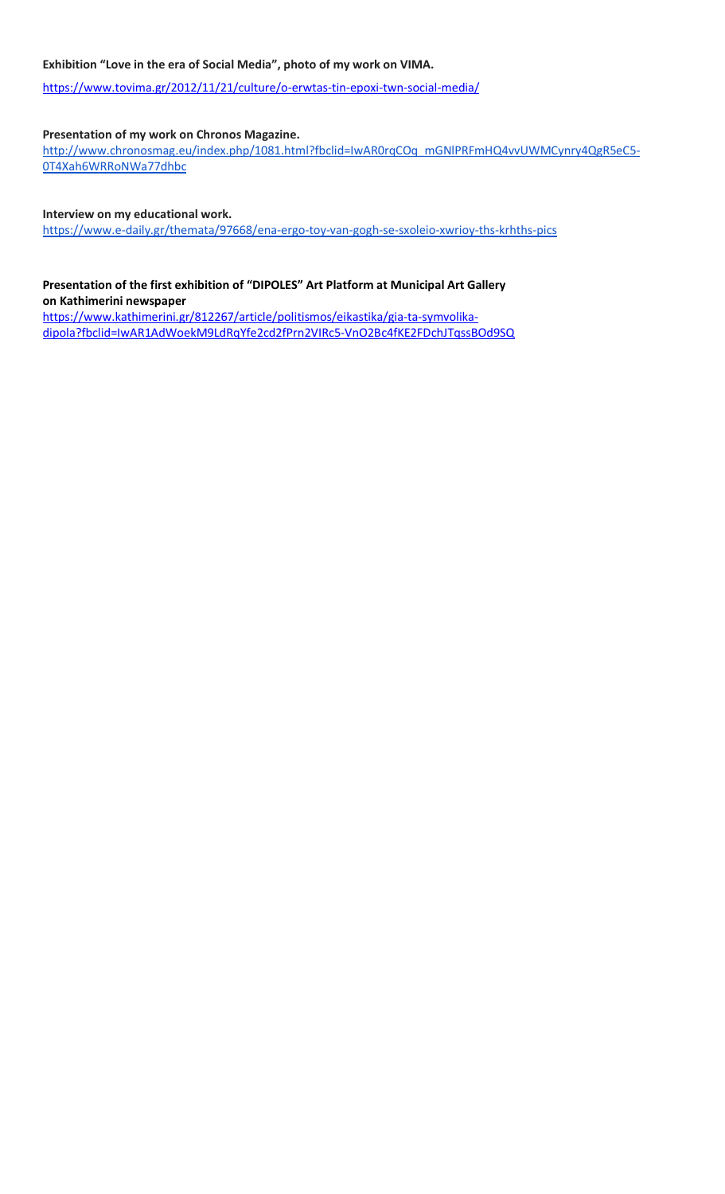**Exhibition "Love in the era of Social Media", photo of my work on VIMA.**

https://www.tovima.gr/2012/11/21/culture/o-erwtas-tin-epoxi-twn-social-media/

**Presentation of my work on Chronos Magazine.**

http://www.chronosmag.eu/index.php/1081.html?fbclid=IwAR0rqCOq_mGNlPRFmHQ4vvUWMCynry4QgR5eC5-0T4Xah6WRRoNWa77dhbc

**Interview on my educational work.**

https://www.e-daily.gr/themata/97668/ena-ergo-toy-van-gogh-se-sxoleio-xwrioy-ths-krhths-pics

**Presentation of the first exhibition of "DIPOLES" Art Platform at Municipal Art Gallery on Kathimerini newspaper**

https://www.kathimerini.gr/812267/article/politismos/eikastika/gia-ta-symvolika-dipola?fbclid=IwAR1AdWoekM9LdRqYfe2cd2fPrn2VIRc5-VnO2Bc4fKE2FDchJTqssBOd9SQ